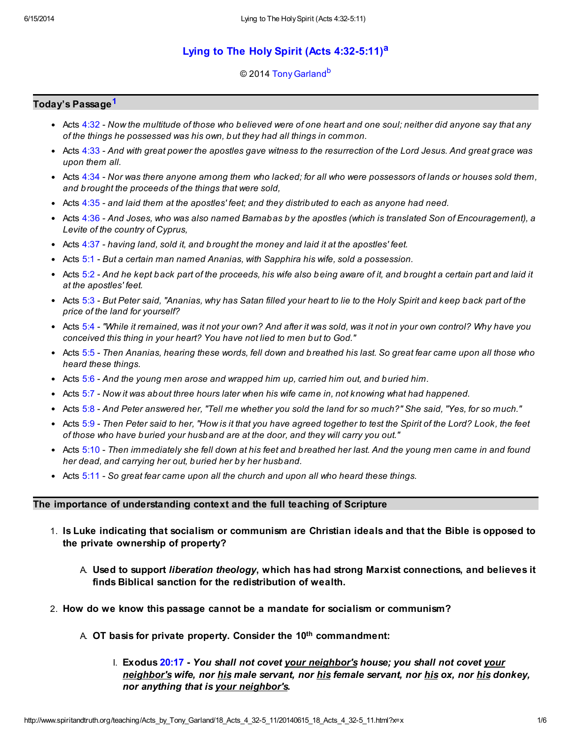# Lying to The Holy Spirit (Acts 4:32-5:11)[a]

© 2014 Tony Garland[b]

## Today's Passage[1]

- Acts 4:32 - *Now the multitude of those who believed were of one heart and one soul; neither did anyone say that any of the things he possessed was his own, but they had all things in common.*
- Acts 4:33 - *And with great power the apostles gave witness to the resurrection of the Lord Jesus. And great grace was upon them all.*
- Acts 4:34 - *Nor was there anyone among them who lacked; for all who were possessors of lands or houses sold them, and brought the proceeds of the things that were sold,*
- Acts 4:35 - *and laid them at the apostles' feet; and they distributed to each as anyone had need.*
- Acts 4:36 - *And Joses, who was also named Barnabas by the apostles (which is translated Son of Encouragement), a Levite of the country of Cyprus,*
- Acts 4:37 - *having land, sold it, and brought the money and laid it at the apostles' feet.*
- Acts 5:1 - *But a certain man named Ananias, with Sapphira his wife, sold a possession.*
- Acts 5:2 - *And he kept back part of the proceeds, his wife also being aware of it, and brought a certain part and laid it at the apostles' feet.*
- Acts 5:3 - *But Peter said, "Ananias, why has Satan filled your heart to lie to the Holy Spirit and keep back part of the price of the land for yourself?*
- Acts 5:4 - *"While it remained, was it not your own? And after it was sold, was it not in your own control? Why have you conceived this thing in your heart? You have not lied to men but to God."*
- Acts 5:5 - *Then Ananias, hearing these words, fell down and breathed his last. So great fear came upon all those who heard these things.*
- Acts 5:6 - *And the young men arose and wrapped him up, carried him out, and buried him.*
- Acts 5:7 - *Now it was about three hours later when his wife came in, not knowing what had happened.*
- Acts 5:8 - *And Peter answered her, "Tell me whether you sold the land for so much?" She said, "Yes, for so much."*
- Acts 5:9 - *Then Peter said to her, "How is it that you have agreed together to test the Spirit of the Lord? Look, the feet of those who have buried your husband are at the door, and they will carry you out."*
- Acts 5:10 - *Then immediately she fell down at his feet and breathed her last. And the young men came in and found her dead, and carrying her out, buried her by her husband.*
- Acts 5:11 - *So great fear came upon all the church and upon all who heard these things.*

## The importance of understanding context and the full teaching of Scripture

1. **Is Luke indicating that socialism or communism are Christian ideals and that the Bible is opposed to the private ownership of property?**
   A. **Used to support *liberation theology*, which has had strong Marxist connections, and believes it finds Biblical sanction for the redistribution of wealth.**
2. **How do we know this passage cannot be a mandate for socialism or communism?**
   A. **OT basis for private property. Consider the 10th commandment:**
      I. **Exodus 20:17 - *You shall not covet your neighbor's house; you shall not covet your neighbor's wife, nor his male servant, nor his female servant, nor his ox, nor his donkey, nor anything that is your neighbor's.***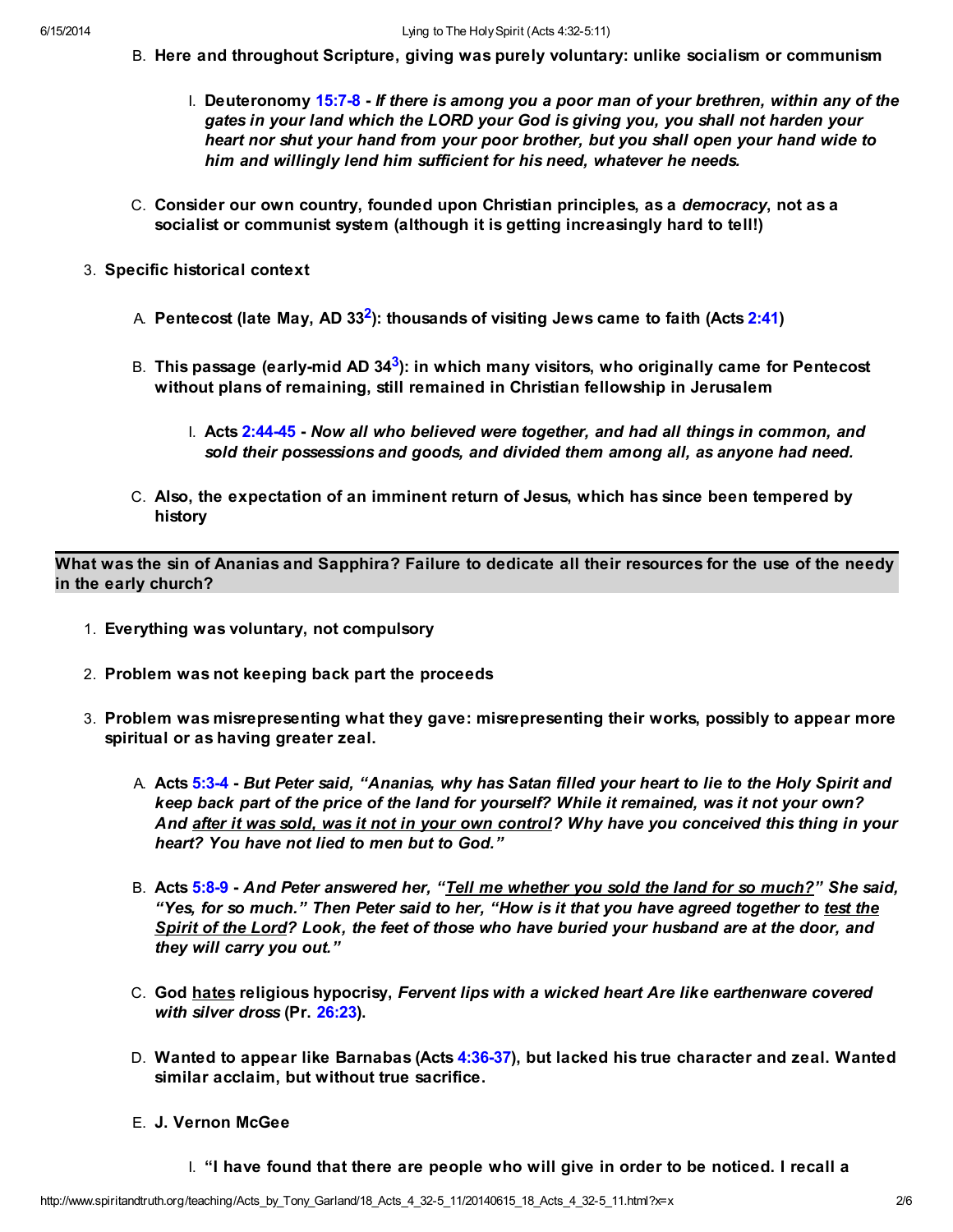B. **Here and throughout Scripture, giving was purely voluntary: unlike socialism or communism**

   I. **Deuteronomy 15:7-8 -** ***If there is among you a poor man of your brethren, within any of the gates in your land which the LORD your God is giving you, you shall not harden your heart nor shut your hand from your poor brother, but you shall open your hand wide to him and willingly lend him sufficient for his need, whatever he needs.***

C. **Consider our own country, founded upon Christian principles, as a *democracy*, not as a socialist or communist system (although it is getting increasingly hard to tell!)**

3. **Specific historical context**

   A. **Pentecost (late May, AD 33[2]): thousands of visiting Jews came to faith (Acts 2:41)**

   B. **This passage (early-mid AD 34[3]): in which many visitors, who originally came for Pentecost without plans of remaining, still remained in Christian fellowship in Jerusalem**

      I. **Acts 2:44-45 -** ***Now all who believed were together, and had all things in common, and sold their possessions and goods, and divided them among all, as anyone had need.***

   C. **Also, the expectation of an imminent return of Jesus, which has since been tempered by history**

### What was the sin of Ananias and Sapphira? Failure to dedicate all their resources for the use of the needy in the early church?

1. **Everything was voluntary, not compulsory**
2. **Problem was not keeping back part the proceeds**
3. **Problem was misrepresenting what they gave: misrepresenting their works, possibly to appear more spiritual or as having greater zeal.**

   A. **Acts 5:3-4 -** ***But Peter said, "Ananias, why has Satan filled your heart to lie to the Holy Spirit and keep back part of the price of the land for yourself? While it remained, was it not your own? And <u>after it was sold, was it not in your own control</u>? Why have you conceived this thing in your heart? You have not lied to men but to God."***

   B. **Acts 5:8-9 -** ***And Peter answered her, "<u>Tell me whether you sold the land for so much?</u>" She said, "Yes, for so much." Then Peter said to her, "How is it that you have agreed together to <u>test the Spirit of the Lord</u>? Look, the feet of those who have buried your husband are at the door, and they will carry you out."***

   C. **God <u>hates</u> religious hypocrisy,** ***Fervent lips with a wicked heart Are like earthenware covered with silver dross*** **(Pr. 26:23).**

   D. **Wanted to appear like Barnabas (Acts 4:36-37), but lacked his true character and zeal. Wanted similar acclaim, but without true sacrifice.**

   E. **J. Vernon McGee**

      I. **"I have found that there are people who will give in order to be noticed. I recall a**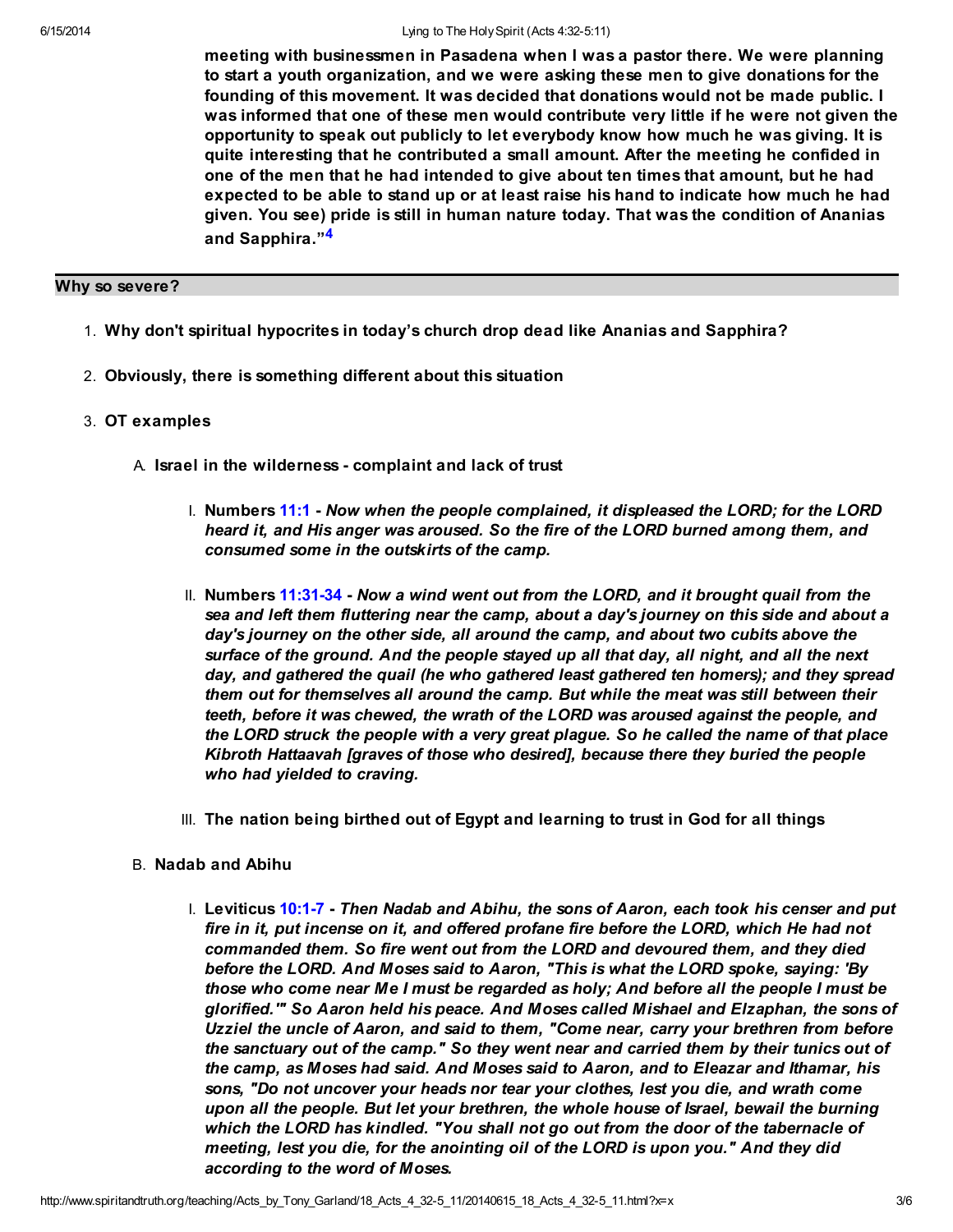**meeting with businessmen in Pasadena when I was a pastor there. We were planning to start a youth organization, and we were asking these men to give donations for the founding of this movement. It was decided that donations would not be made public. I was informed that one of these men would contribute very little if he were not given the opportunity to speak out publicly to let everybody know how much he was giving. It is quite interesting that he contributed a small amount. After the meeting he confided in one of the men that he had intended to give about ten times that amount, but he had expected to be able to stand up or at least raise his hand to indicate how much he had given. You see) pride is still in human nature today. That was the condition of Ananias and Sapphira."**[4]

## Why so severe?

1. **Why don't spiritual hypocrites in today's church drop dead like Ananias and Sapphira?**
2. **Obviously, there is something different about this situation**
3. **OT examples**
   - A. **Israel in the wilderness - complaint and lack of trust**
     - I. **Numbers 11:1 -** ***Now when the people complained, it displeased the LORD; for the LORD heard it, and His anger was aroused. So the fire of the LORD burned among them, and consumed some in the outskirts of the camp.***
     - II. **Numbers 11:31-34 -** ***Now a wind went out from the LORD, and it brought quail from the sea and left them fluttering near the camp, about a day's journey on this side and about a day's journey on the other side, all around the camp, and about two cubits above the surface of the ground. And the people stayed up all that day, all night, and all the next day, and gathered the quail (he who gathered least gathered ten homers); and they spread them out for themselves all around the camp. But while the meat was still between their teeth, before it was chewed, the wrath of the LORD was aroused against the people, and the LORD struck the people with a very great plague. So he called the name of that place Kibroth Hattaavah [graves of those who desired], because there they buried the people who had yielded to craving.***
     - III. **The nation being birthed out of Egypt and learning to trust in God for all things**
   - B. **Nadab and Abihu**
     - I. **Leviticus 10:1-7 -** ***Then Nadab and Abihu, the sons of Aaron, each took his censer and put fire in it, put incense on it, and offered profane fire before the LORD, which He had not commanded them. So fire went out from the LORD and devoured them, and they died before the LORD. And Moses said to Aaron, "This is what the LORD spoke, saying: 'By those who come near Me I must be regarded as holy; And before all the people I must be glorified.'" So Aaron held his peace. And Moses called Mishael and Elzaphan, the sons of Uzziel the uncle of Aaron, and said to them, "Come near, carry your brethren from before the sanctuary out of the camp." So they went near and carried them by their tunics out of the camp, as Moses had said. And Moses said to Aaron, and to Eleazar and Ithamar, his sons, "Do not uncover your heads nor tear your clothes, lest you die, and wrath come upon all the people. But let your brethren, the whole house of Israel, bewail the burning which the LORD has kindled. "You shall not go out from the door of the tabernacle of meeting, lest you die, for the anointing oil of the LORD is upon you." And they did according to the word of Moses.***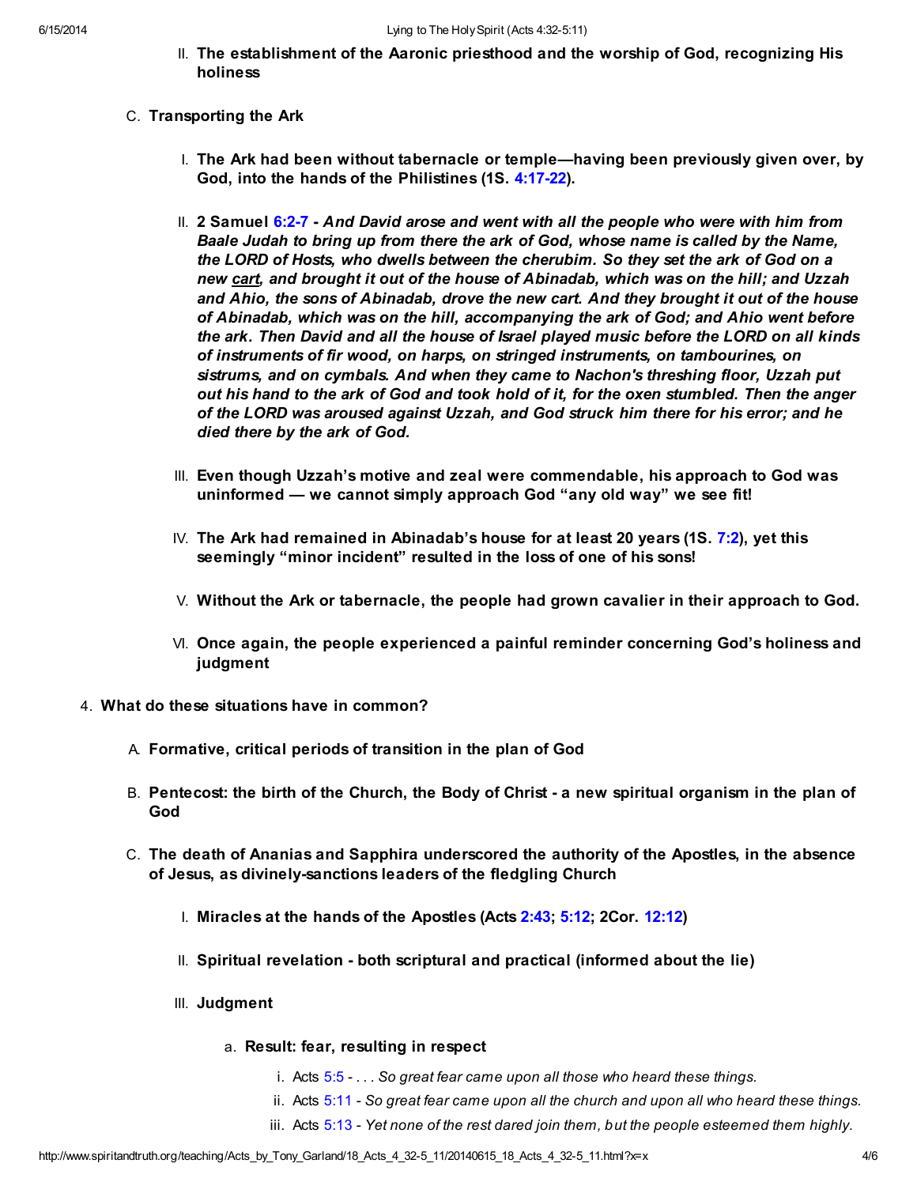II. **The establishment of the Aaronic priesthood and the worship of God, recognizing His holiness**

C. **Transporting the Ark**

   I. **The Ark had been without tabernacle or temple—having been previously given over, by God, into the hands of the Philistines (1S. 4:17-22).**

   II. **2 Samuel 6:2-7 - *And David arose and went with all the people who were with him from Baale Judah to bring up from there the ark of God, whose name is called by the Name, the LORD of Hosts, who dwells between the cherubim. So they set the ark of God on a new cart, and brought it out of the house of Abinadab, which was on the hill; and Uzzah and Ahio, the sons of Abinadab, drove the new cart. And they brought it out of the house of Abinadab, which was on the hill, accompanying the ark of God; and Ahio went before the ark. Then David and all the house of Israel played music before the LORD on all kinds of instruments of fir wood, on harps, on stringed instruments, on tambourines, on sistrums, and on cymbals. And when they came to Nachon's threshing floor, Uzzah put out his hand to the ark of God and took hold of it, for the oxen stumbled. Then the anger of the LORD was aroused against Uzzah, and God struck him there for his error; and he died there by the ark of God.***

   III. **Even though Uzzah's motive and zeal were commendable, his approach to God was uninformed — we cannot simply approach God "any old way" we see fit!**

   IV. **The Ark had remained in Abinadab's house for at least 20 years (1S. 7:2), yet this seemingly "minor incident" resulted in the loss of one of his sons!**

   V. **Without the Ark or tabernacle, the people had grown cavalier in their approach to God.**

   VI. **Once again, the people experienced a painful reminder concerning God's holiness and judgment**

4. **What do these situations have in common?**

   A. **Formative, critical periods of transition in the plan of God**

   B. **Pentecost: the birth of the Church, the Body of Christ - a new spiritual organism in the plan of God**

   C. **The death of Ananias and Sapphira underscored the authority of the Apostles, in the absence of Jesus, as divinely-sanctions leaders of the fledgling Church**

      I. **Miracles at the hands of the Apostles (Acts 2:43; 5:12; 2Cor. 12:12)**

      II. **Spiritual revelation - both scriptural and practical (informed about the lie)**

      III. **Judgment**

         a. **Result: fear, resulting in respect**

            i. Acts 5:5 - *. . . So great fear came upon all those who heard these things.*
            ii. Acts 5:11 - *So great fear came upon all the church and upon all who heard these things.*
            iii. Acts 5:13 - *Yet none of the rest dared join them, but the people esteemed them highly.*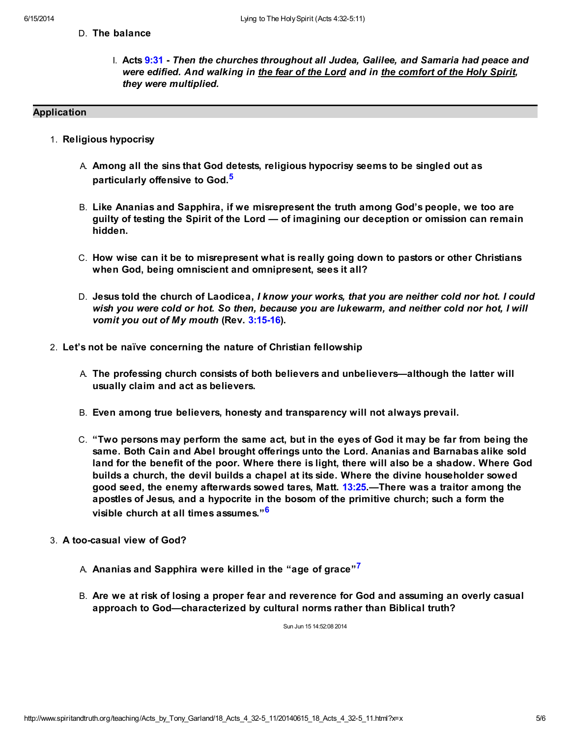D. **The balance**

I. **Acts 9:31 - *Then the churches throughout all Judea, Galilee, and Samaria had peace and were edified. And walking in the fear of the Lord and in the comfort of the Holy Spirit, they were multiplied.***

## Application

1. **Religious hypocrisy**

   A. **Among all the sins that God detests, religious hypocrisy seems to be singled out as particularly offensive to God.**[5]

   B. **Like Ananias and Sapphira, if we misrepresent the truth among God's people, we too are guilty of testing the Spirit of the Lord — of imagining our deception or omission can remain hidden.**

   C. **How wise can it be to misrepresent what is really going down to pastors or other Christians when God, being omniscient and omnipresent, sees it all?**

   D. **Jesus told the church of Laodicea, *I know your works, that you are neither cold nor hot. I could wish you were cold or hot. So then, because you are lukewarm, and neither cold nor hot, I will vomit you out of My mouth* (Rev. 3:15-16).**

2. **Let's not be naïve concerning the nature of Christian fellowship**

   A. **The professing church consists of both believers and unbelievers—although the latter will usually claim and act as believers.**

   B. **Even among true believers, honesty and transparency will not always prevail.**

   C. **"Two persons may perform the same act, but in the eyes of God it may be far from being the same. Both Cain and Abel brought offerings unto the Lord. Ananias and Barnabas alike sold land for the benefit of the poor. Where there is light, there will also be a shadow. Where God builds a church, the devil builds a chapel at its side. Where the divine householder sowed good seed, the enemy afterwards sowed tares, Matt. 13:25.—There was a traitor among the apostles of Jesus, and a hypocrite in the bosom of the primitive church; such a form the visible church at all times assumes."**[6]

3. **A too-casual view of God?**

   A. **Ananias and Sapphira were killed in the "age of grace"**[7]

   B. **Are we at risk of losing a proper fear and reverence for God and assuming an overly casual approach to God—characterized by cultural norms rather than Biblical truth?**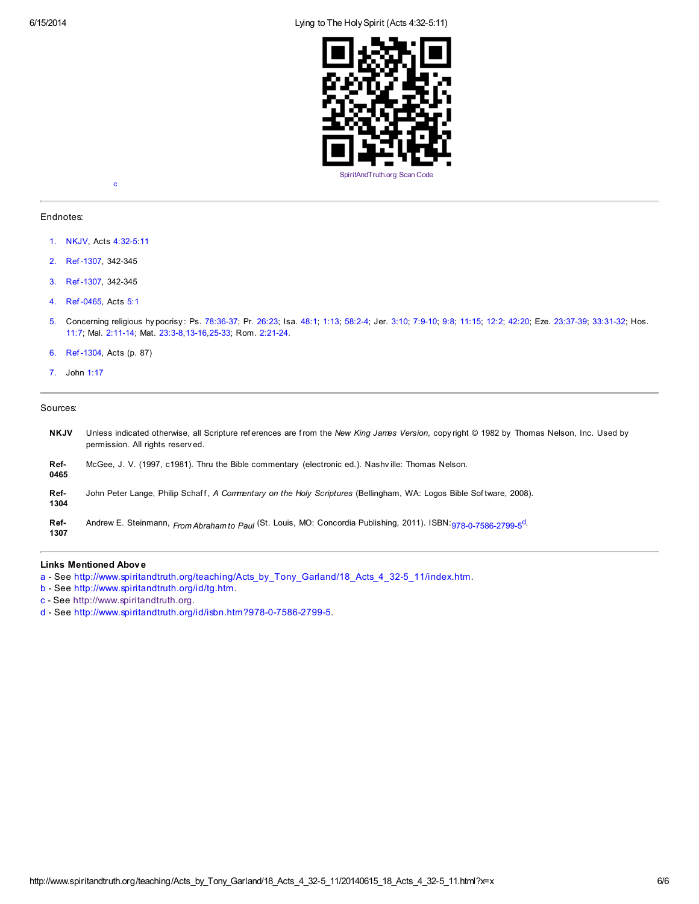SpiritAndTruth.org Scan Code

c

---

Endnotes:

1. NKJV, Acts 4:32-5:11
2. Ref-1307, 342-345
3. Ref-1307, 342-345
4. Ref-0465, Acts 5:1
5. Concerning religious hypocrisy: Ps. 78:36-37; Pr. 26:23; Isa. 48:1; 1:13; 58:2-4; Jer. 3:10; 7:9-10; 9:8; 11:15; 12:2; 42:20; Eze. 23:37-39; 33:31-32; Hos. 11:7; Mal. 2:11-14; Mat. 23:3-8,13-16,25-33; Rom. 2:21-24.
6. Ref-1304, Acts (p. 87)
7. John 1:17

---

Sources:

| | |
|---|---|
| **NKJV** | Unless indicated otherwise, all Scripture references are from the *New King James Version*, copyright © 1982 by Thomas Nelson, Inc. Used by permission. All rights reserved. |
| **Ref-0465** | McGee, J. V. (1997, c1981). Thru the Bible commentary (electronic ed.). Nashville: Thomas Nelson. |
| **Ref-1304** | John Peter Lange, Philip Schaff, *A Commentary on the Holy Scriptures* (Bellingham, WA: Logos Bible Software, 2008). |
| **Ref-1307** | Andrew E. Steinmann, *From Abraham to Paul* (St. Louis, MO: Concordia Publishing, 2011). ISBN:978-0-7586-2799-5[d]. |

---

**Links Mentioned Above**

a - See http://www.spiritandtruth.org/teaching/Acts_by_Tony_Garland/18_Acts_4_32-5_11/index.htm.
b - See http://www.spiritandtruth.org/id/tg.htm.
c - See http://www.spiritandtruth.org.
d - See http://www.spiritandtruth.org/id/isbn.htm?978-0-7586-2799-5.